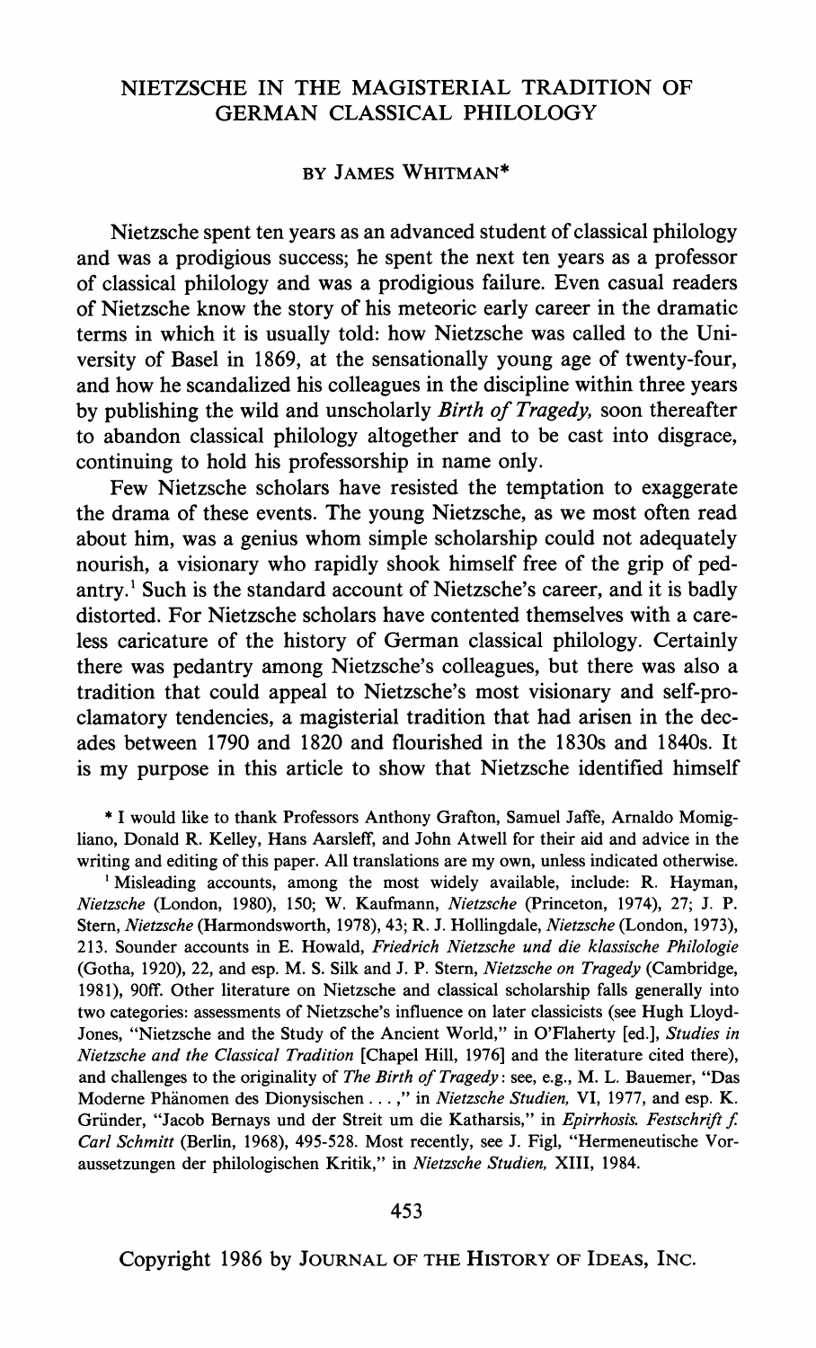# NIETZSCHE IN THE MAGISTERIAL TRADITION OF GERMAN CLASSICAL PHILOLOGY

BY JAMES WHITMAN*

Nietzsche spent ten years as an advanced student of classical philology and was a prodigious success; he spent the next ten years as a professor of classical philology and was a prodigious failure. Even casual readers of Nietzsche know the story of his meteoric early career in the dramatic terms in which it is usually told: how Nietzsche was called to the University of Basel in 1869, at the sensationally young age of twenty-four, and how he scandalized his colleagues in the discipline within three years by publishing the wild and unscholarly *Birth of Tragedy*, soon thereafter to abandon classical philology altogether and to be cast into disgrace, continuing to hold his professorship in name only.

Few Nietzsche scholars have resisted the temptation to exaggerate the drama of these events. The young Nietzsche, as we most often read about him, was a genius whom simple scholarship could not adequately nourish, a visionary who rapidly shook himself free of the grip of pedantry.[1] Such is the standard account of Nietzsche's career, and it is badly distorted. For Nietzsche scholars have contented themselves with a careless caricature of the history of German classical philology. Certainly there was pedantry among Nietzsche's colleagues, but there was also a tradition that could appeal to Nietzsche's most visionary and self-proclamatory tendencies, a magisterial tradition that had arisen in the decades between 1790 and 1820 and flourished in the 1830s and 1840s. It is my purpose in this article to show that Nietzsche identified himself

\* I would like to thank Professors Anthony Grafton, Samuel Jaffe, Arnaldo Momigliano, Donald R. Kelley, Hans Aarsleff, and John Atwell for their aid and advice in the writing and editing of this paper. All translations are my own, unless indicated otherwise.

[1] Misleading accounts, among the most widely available, include: R. Hayman, *Nietzsche* (London, 1980), 150; W. Kaufmann, *Nietzsche* (Princeton, 1974), 27; J. P. Stern, *Nietzsche* (Harmondsworth, 1978), 43; R. J. Hollingdale, *Nietzsche* (London, 1973), 213. Sounder accounts in E. Howald, *Friedrich Nietzsche und die klassische Philologie* (Gotha, 1920), 22, and esp. M. S. Silk and J. P. Stern, *Nietzsche on Tragedy* (Cambridge, 1981), 90ff. Other literature on Nietzsche and classical scholarship falls generally into two categories: assessments of Nietzsche's influence on later classicists (see Hugh Lloyd-Jones, "Nietzsche and the Study of the Ancient World," in O'Flaherty [ed.], *Studies in Nietzsche and the Classical Tradition* [Chapel Hill, 1976] and the literature cited there), and challenges to the originality of *The Birth of Tragedy*: see, e.g., M. L. Bauemer, "Das Moderne Phänomen des Dionysischen . . . ," in *Nietzsche Studien,* VI, 1977, and esp. K. Gründer, "Jacob Bernays und der Streit um die Katharsis," in *Epirrhosis. Festschrift f. Carl Schmitt* (Berlin, 1968), 495-528. Most recently, see J. Figl, "Hermeneutische Voraussetzungen der philologischen Kritik," in *Nietzsche Studien,* XIII, 1984.

Copyright 1986 by JOURNAL OF THE HISTORY OF IDEAS, INC.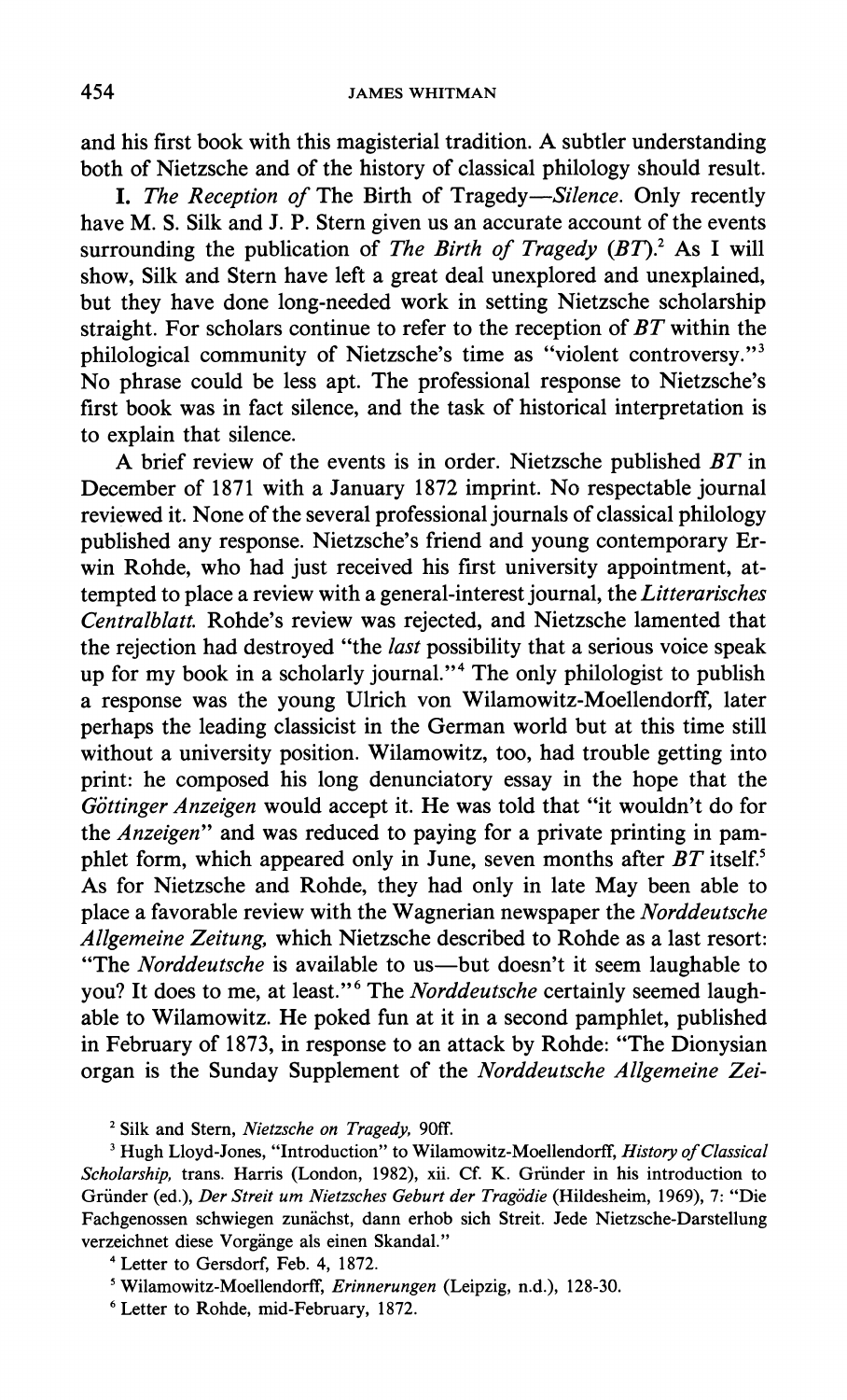and his first book with this magisterial tradition. A subtler understanding both of Nietzsche and of the history of classical philology should result.

**I.** *The Reception of* The Birth of Tragedy—*Silence.* Only recently have M. S. Silk and J. P. Stern given us an accurate account of the events surrounding the publication of *The Birth of Tragedy* (*BT*).[2] As I will show, Silk and Stern have left a great deal unexplored and unexplained, but they have done long-needed work in setting Nietzsche scholarship straight. For scholars continue to refer to the reception of *BT* within the philological community of Nietzsche's time as "violent controversy."[3] No phrase could be less apt. The professional response to Nietzsche's first book was in fact silence, and the task of historical interpretation is to explain that silence.

A brief review of the events is in order. Nietzsche published *BT* in December of 1871 with a January 1872 imprint. No respectable journal reviewed it. None of the several professional journals of classical philology published any response. Nietzsche's friend and young contemporary Erwin Rohde, who had just received his first university appointment, attempted to place a review with a general-interest journal, the *Litterarisches Centralblatt.* Rohde's review was rejected, and Nietzsche lamented that the rejection had destroyed "the *last* possibility that a serious voice speak up for my book in a scholarly journal."[4] The only philologist to publish a response was the young Ulrich von Wilamowitz-Moellendorff, later perhaps the leading classicist in the German world but at this time still without a university position. Wilamowitz, too, had trouble getting into print: he composed his long denunciatory essay in the hope that the *Göttinger Anzeigen* would accept it. He was told that "it wouldn't do for the *Anzeigen*" and was reduced to paying for a private printing in pamphlet form, which appeared only in June, seven months after *BT* itself.[5] As for Nietzsche and Rohde, they had only in late May been able to place a favorable review with the Wagnerian newspaper the *Norddeutsche Allgemeine Zeitung,* which Nietzsche described to Rohde as a last resort: "The *Norddeutsche* is available to us—but doesn't it seem laughable to you? It does to me, at least."[6] The *Norddeutsche* certainly seemed laughable to Wilamowitz. He poked fun at it in a second pamphlet, published in February of 1873, in response to an attack by Rohde: "The Dionysian organ is the Sunday Supplement of the *Norddeutsche Allgemeine Zei-*

---

[2] Silk and Stern, *Nietzsche on Tragedy,* 90ff.

[3] Hugh Lloyd-Jones, "Introduction" to Wilamowitz-Moellendorff, *History of Classical Scholarship,* trans. Harris (London, 1982), xii. Cf. K. Gründer in his introduction to Gründer (ed.), *Der Streit um Nietzsches Geburt der Tragödie* (Hildesheim, 1969), 7: "Die Fachgenossen schwiegen zunächst, dann erhob sich Streit. Jede Nietzsche-Darstellung verzeichnet diese Vorgänge als einen Skandal."

[4] Letter to Gersdorf, Feb. 4, 1872.

[5] Wilamowitz-Moellendorff, *Erinnerungen* (Leipzig, n.d.), 128-30.

[6] Letter to Rohde, mid-February, 1872.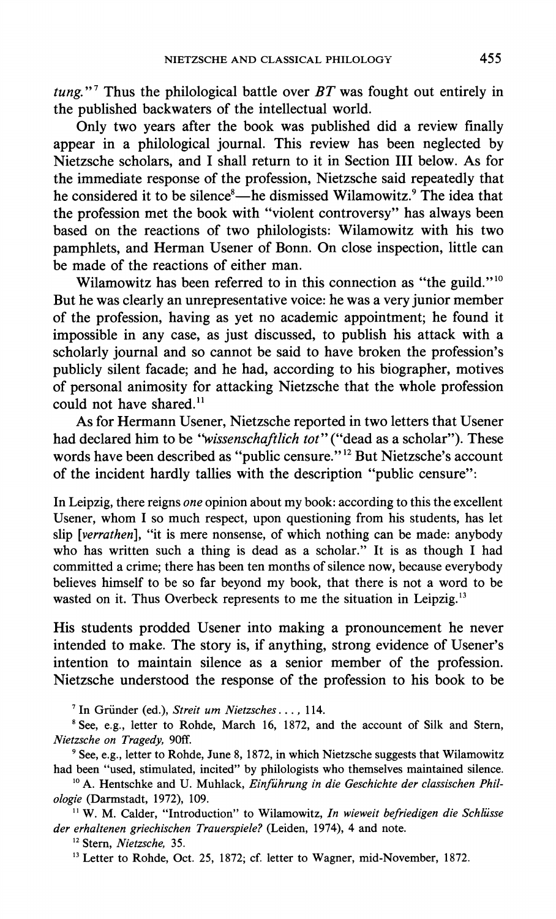*tung*."[7] Thus the philological battle over *BT* was fought out entirely in the published backwaters of the intellectual world.

Only two years after the book was published did a review finally appear in a philological journal. This review has been neglected by Nietzsche scholars, and I shall return to it in Section III below. As for the immediate response of the profession, Nietzsche said repeatedly that he considered it to be silence[8]—he dismissed Wilamowitz.[9] The idea that the profession met the book with "violent controversy" has always been based on the reactions of two philologists: Wilamowitz with his two pamphlets, and Herman Usener of Bonn. On close inspection, little can be made of the reactions of either man.

Wilamowitz has been referred to in this connection as "the guild."[10] But he was clearly an unrepresentative voice: he was a very junior member of the profession, having as yet no academic appointment; he found it impossible in any case, as just discussed, to publish his attack with a scholarly journal and so cannot be said to have broken the profession's publicly silent facade; and he had, according to his biographer, motives of personal animosity for attacking Nietzsche that the whole profession could not have shared.[11]

As for Hermann Usener, Nietzsche reported in two letters that Usener had declared him to be "*wissenschaftlich tot*" ("dead as a scholar"). These words have been described as "public censure."[12] But Nietzsche's account of the incident hardly tallies with the description "public censure":

> In Leipzig, there reigns *one* opinion about my book: according to this the excellent Usener, whom I so much respect, upon questioning from his students, has let slip [*verrathen*], "it is mere nonsense, of which nothing can be made: anybody who has written such a thing is dead as a scholar." It is as though I had committed a crime; there has been ten months of silence now, because everybody believes himself to be so far beyond my book, that there is not a word to be wasted on it. Thus Overbeck represents to me the situation in Leipzig.[13]

His students prodded Usener into making a pronouncement he never intended to make. The story is, if anything, strong evidence of Usener's intention to maintain silence as a senior member of the profession. Nietzsche understood the response of the profession to his book to be

---

[7] In Gründer (ed.), *Streit um Nietzsches . . . ,* 114.

[8] See, e.g., letter to Rohde, March 16, 1872, and the account of Silk and Stern, *Nietzsche on Tragedy,* 90ff.

[9] See, e.g., letter to Rohde, June 8, 1872, in which Nietzsche suggests that Wilamowitz had been "used, stimulated, incited" by philologists who themselves maintained silence.

[10] A. Hentschke and U. Muhlack, *Einführung in die Geschichte der classischen Philologie* (Darmstadt, 1972), 109.

[11] W. M. Calder, "Introduction" to Wilamowitz, *In wieweit befriedigen die Schlüsse der erhaltenen griechischen Trauerspiele?* (Leiden, 1974), 4 and note.

[12] Stern, *Nietzsche,* 35.

[13] Letter to Rohde, Oct. 25, 1872; cf. letter to Wagner, mid-November, 1872.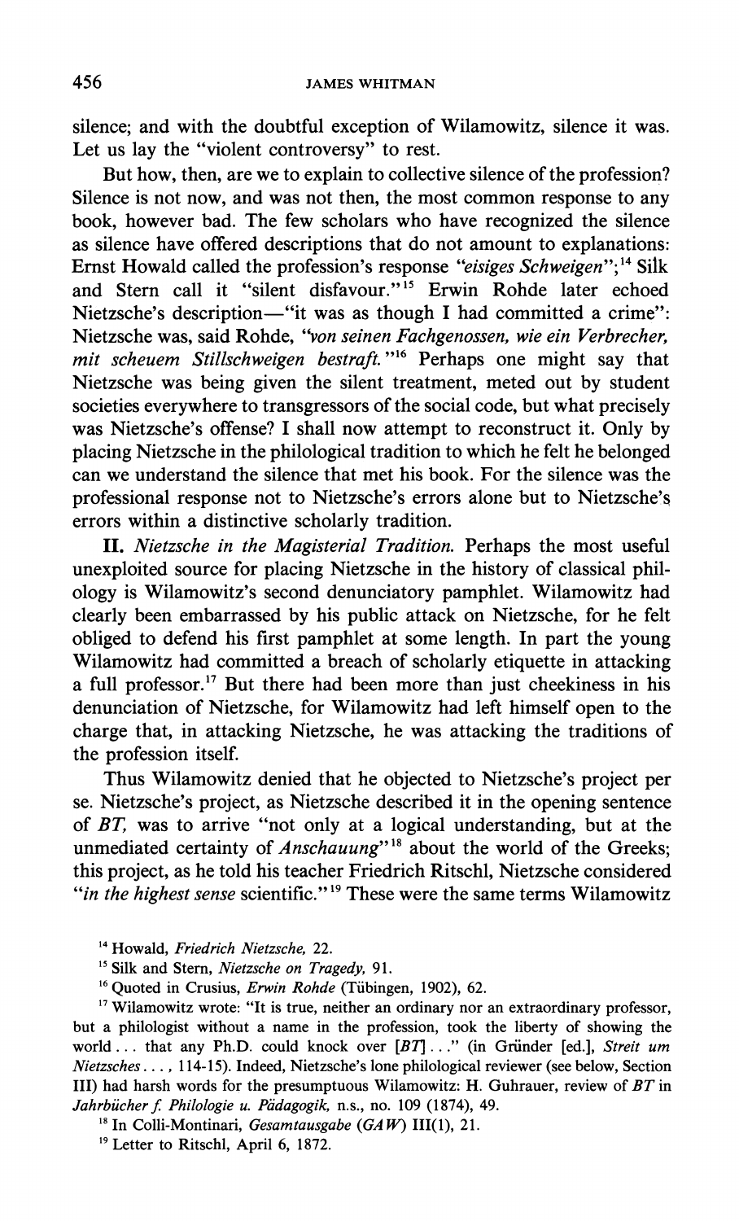silence; and with the doubtful exception of Wilamowitz, silence it was. Let us lay the "violent controversy" to rest.

But how, then, are we to explain to collective silence of the profession? Silence is not now, and was not then, the most common response to any book, however bad. The few scholars who have recognized the silence as silence have offered descriptions that do not amount to explanations: Ernst Howald called the profession's response *"eisiges Schweigen"*;[14] Silk and Stern call it "silent disfavour."[15] Erwin Rohde later echoed Nietzsche's description—"it was as though I had committed a crime": Nietzsche was, said Rohde, *"von seinen Fachgenossen, wie ein Verbrecher, mit scheuem Stillschweigen bestraft."*[16] Perhaps one might say that Nietzsche was being given the silent treatment, meted out by student societies everywhere to transgressors of the social code, but what precisely was Nietzsche's offense? I shall now attempt to reconstruct it. Only by placing Nietzsche in the philological tradition to which he felt he belonged can we understand the silence that met his book. For the silence was the professional response not to Nietzsche's errors alone but to Nietzsche's errors within a distinctive scholarly tradition.

**II.** *Nietzsche in the Magisterial Tradition.* Perhaps the most useful unexploited source for placing Nietzsche in the history of classical philology is Wilamowitz's second denunciatory pamphlet. Wilamowitz had clearly been embarrassed by his public attack on Nietzsche, for he felt obliged to defend his first pamphlet at some length. In part the young Wilamowitz had committed a breach of scholarly etiquette in attacking a full professor.[17] But there had been more than just cheekiness in his denunciation of Nietzsche, for Wilamowitz had left himself open to the charge that, in attacking Nietzsche, he was attacking the traditions of the profession itself.

Thus Wilamowitz denied that he objected to Nietzsche's project per se. Nietzsche's project, as Nietzsche described it in the opening sentence of *BT*, was to arrive "not only at a logical understanding, but at the unmediated certainty of *Anschauung*"[18] about the world of the Greeks; this project, as he told his teacher Friedrich Ritschl, Nietzsche considered "*in the highest sense* scientific."[19] These were the same terms Wilamowitz

---

[14] Howald, *Friedrich Nietzsche,* 22.

[15] Silk and Stern, *Nietzsche on Tragedy,* 91.

[16] Quoted in Crusius, *Erwin Rohde* (Tübingen, 1902), 62.

[17] Wilamowitz wrote: "It is true, neither an ordinary nor an extraordinary professor, but a philologist without a name in the profession, took the liberty of showing the world . . . that any Ph.D. could knock over [*BT*] . . ." (in Gründer [ed.], *Streit um Nietzsches . . . ,* 114-15). Indeed, Nietzsche's lone philological reviewer (see below, Section III) had harsh words for the presumptuous Wilamowitz: H. Guhrauer, review of *BT* in *Jahrbücher f. Philologie u. Pädagogik,* n.s., no. 109 (1874), 49.

[18] In Colli-Montinari, *Gesamtausgabe* (*GAW*) III(1), 21.

[19] Letter to Ritschl, April 6, 1872.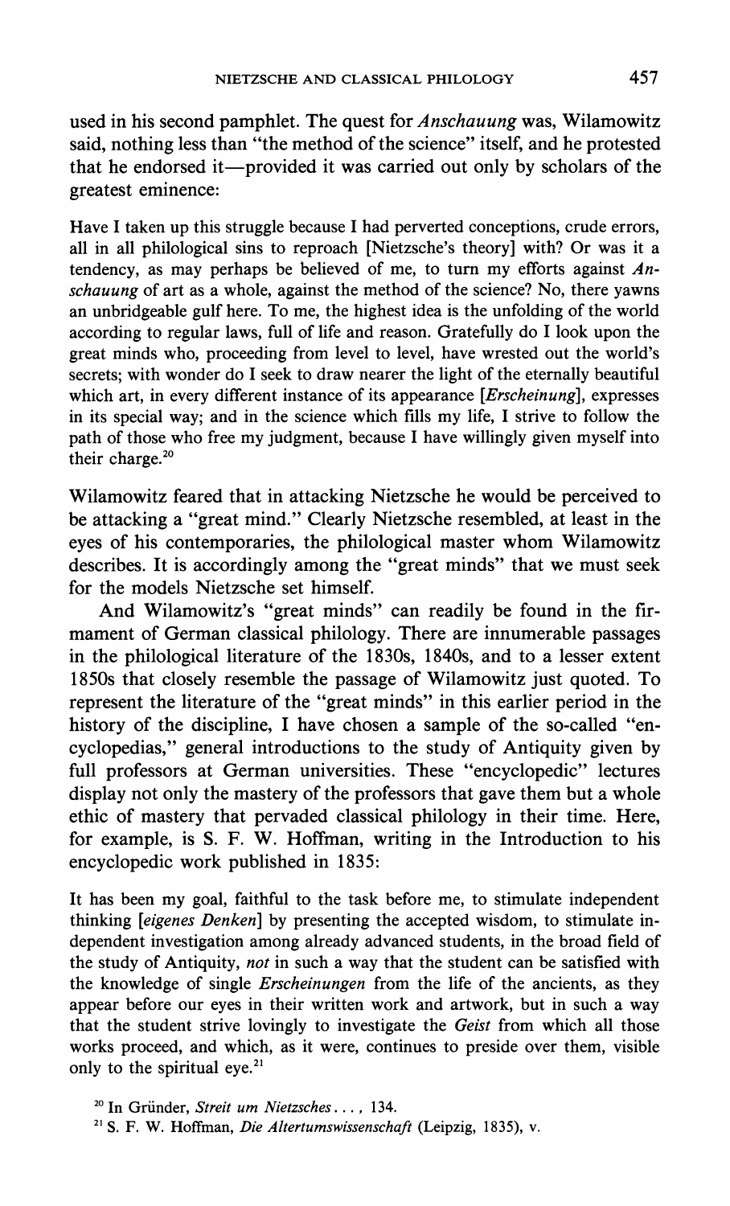used in his second pamphlet. The quest for *Anschauung* was, Wilamowitz said, nothing less than "the method of the science" itself, and he protested that he endorsed it—provided it was carried out only by scholars of the greatest eminence:

> Have I taken up this struggle because I had perverted conceptions, crude errors, all in all philological sins to reproach [Nietzsche's theory] with? Or was it a tendency, as may perhaps be believed of me, to turn my efforts against *Anschauung* of art as a whole, against the method of the science? No, there yawns an unbridgeable gulf here. To me, the highest idea is the unfolding of the world according to regular laws, full of life and reason. Gratefully do I look upon the great minds who, proceeding from level to level, have wrested out the world's secrets; with wonder do I seek to draw nearer the light of the eternally beautiful which art, in every different instance of its appearance [*Erscheinung*], expresses in its special way; and in the science which fills my life, I strive to follow the path of those who free my judgment, because I have willingly given myself into their charge.[20]

Wilamowitz feared that in attacking Nietzsche he would be perceived to be attacking a "great mind." Clearly Nietzsche resembled, at least in the eyes of his contemporaries, the philological master whom Wilamowitz describes. It is accordingly among the "great minds" that we must seek for the models Nietzsche set himself.

And Wilamowitz's "great minds" can readily be found in the firmament of German classical philology. There are innumerable passages in the philological literature of the 1830s, 1840s, and to a lesser extent 1850s that closely resemble the passage of Wilamowitz just quoted. To represent the literature of the "great minds" in this earlier period in the history of the discipline, I have chosen a sample of the so-called "encyclopedias," general introductions to the study of Antiquity given by full professors at German universities. These "encyclopedic" lectures display not only the mastery of the professors that gave them but a whole ethic of mastery that pervaded classical philology in their time. Here, for example, is S. F. W. Hoffman, writing in the Introduction to his encyclopedic work published in 1835:

> It has been my goal, faithful to the task before me, to stimulate independent thinking [*eigenes Denken*] by presenting the accepted wisdom, to stimulate independent investigation among already advanced students, in the broad field of the study of Antiquity, *not* in such a way that the student can be satisfied with the knowledge of single *Erscheinungen* from the life of the ancients, as they appear before our eyes in their written work and artwork, but in such a way that the student strive lovingly to investigate the *Geist* from which all those works proceed, and which, as it were, continues to preside over them, visible only to the spiritual eye.[21]

[20] In Gründer, *Streit um Nietzsches . . .*, 134.

[21] S. F. W. Hoffman, *Die Altertumswissenschaft* (Leipzig, 1835), v.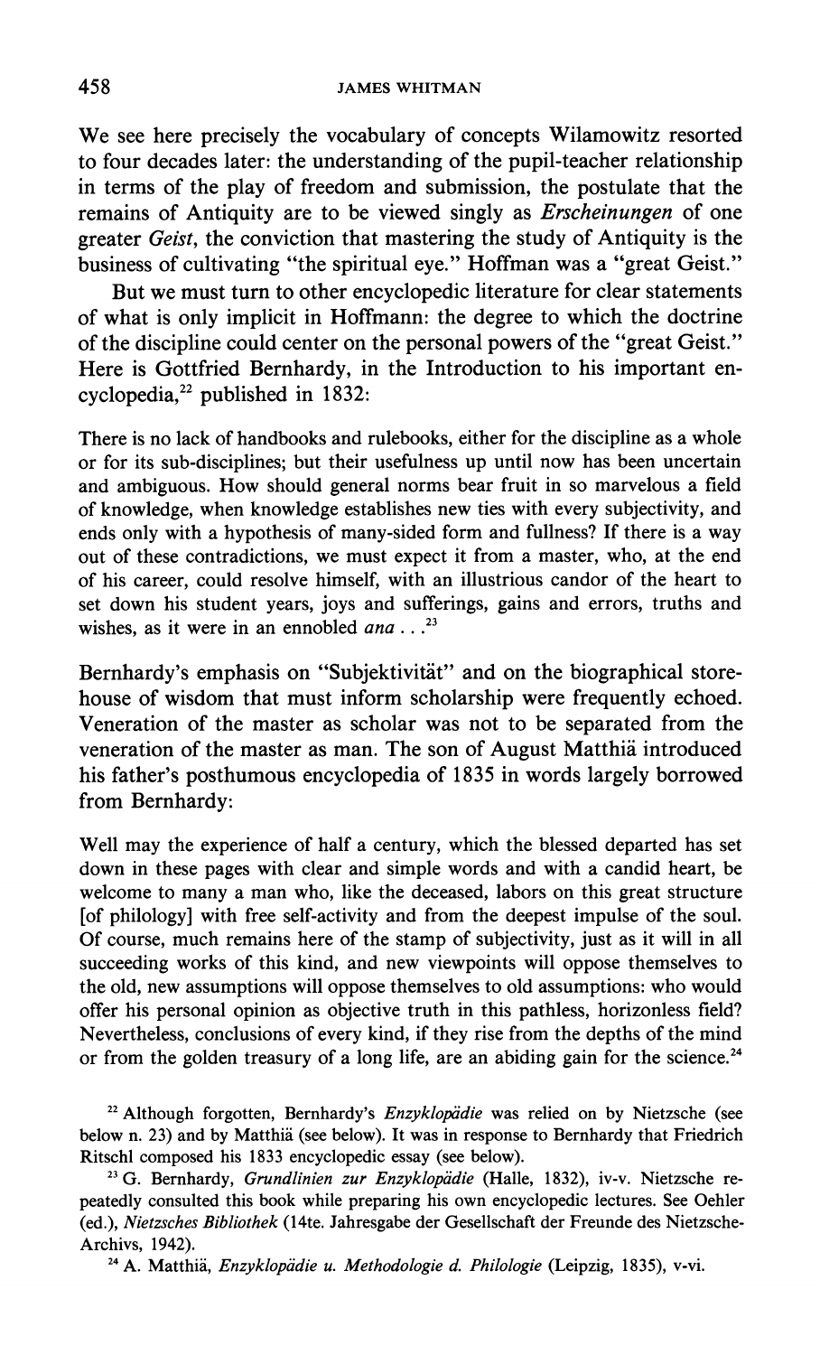We see here precisely the vocabulary of concepts Wilamowitz resorted to four decades later: the understanding of the pupil-teacher relationship in terms of the play of freedom and submission, the postulate that the remains of Antiquity are to be viewed singly as *Erscheinungen* of one greater *Geist*, the conviction that mastering the study of Antiquity is the business of cultivating "the spiritual eye." Hoffman was a "great Geist."

But we must turn to other encyclopedic literature for clear statements of what is only implicit in Hoffmann: the degree to which the doctrine of the discipline could center on the personal powers of the "great Geist." Here is Gottfried Bernhardy, in the Introduction to his important encyclopedia,[22] published in 1832:

> There is no lack of handbooks and rulebooks, either for the discipline as a whole or for its sub-disciplines; but their usefulness up until now has been uncertain and ambiguous. How should general norms bear fruit in so marvelous a field of knowledge, when knowledge establishes new ties with every subjectivity, and ends only with a hypothesis of many-sided form and fullness? If there is a way out of these contradictions, we must expect it from a master, who, at the end of his career, could resolve himself, with an illustrious candor of the heart to set down his student years, joys and sufferings, gains and errors, truths and wishes, as it were in an ennobled *ana* . . .[23]

Bernhardy's emphasis on "Subjektivität" and on the biographical storehouse of wisdom that must inform scholarship were frequently echoed. Veneration of the master as scholar was not to be separated from the veneration of the master as man. The son of August Matthiä introduced his father's posthumous encyclopedia of 1835 in words largely borrowed from Bernhardy:

> Well may the experience of half a century, which the blessed departed has set down in these pages with clear and simple words and with a candid heart, be welcome to many a man who, like the deceased, labors on this great structure [of philology] with free self-activity and from the deepest impulse of the soul. Of course, much remains here of the stamp of subjectivity, just as it will in all succeeding works of this kind, and new viewpoints will oppose themselves to the old, new assumptions will oppose themselves to old assumptions: who would offer his personal opinion as objective truth in this pathless, horizonless field? Nevertheless, conclusions of every kind, if they rise from the depths of the mind or from the golden treasury of a long life, are an abiding gain for the science.[24]

---

[22] Although forgotten, Bernhardy's *Enzyklopädie* was relied on by Nietzsche (see below n. 23) and by Matthiä (see below). It was in response to Bernhardy that Friedrich Ritschl composed his 1833 encyclopedic essay (see below).

[23] G. Bernhardy, *Grundlinien zur Enzyklopädie* (Halle, 1832), iv-v. Nietzsche repeatedly consulted this book while preparing his own encyclopedic lectures. See Oehler (ed.), *Nietzsches Bibliothek* (14te. Jahresgabe der Gesellschaft der Freunde des Nietzsche-Archivs, 1942).

[24] A. Matthiä, *Enzyklopädie u. Methodologie d. Philologie* (Leipzig, 1835), v-vi.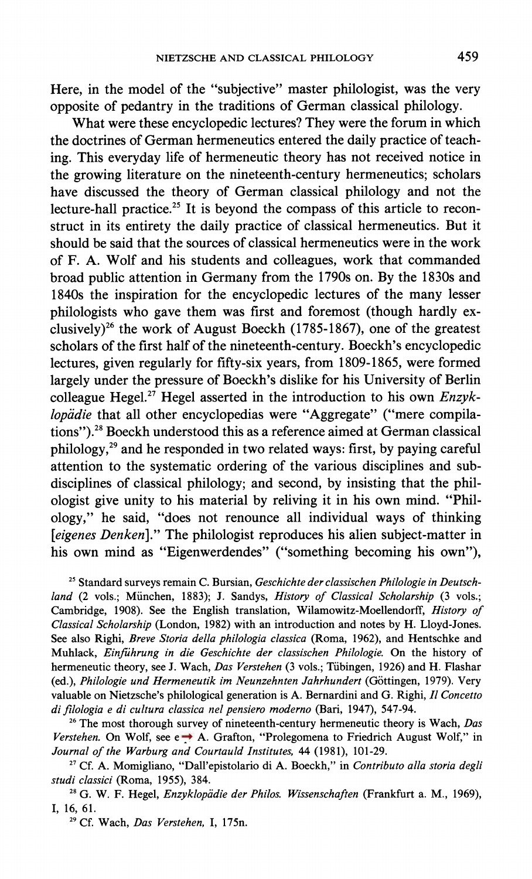Here, in the model of the "subjective" master philologist, was the very opposite of pedantry in the traditions of German classical philology.

What were these encyclopedic lectures? They were the forum in which the doctrines of German hermeneutics entered the daily practice of teaching. This everyday life of hermeneutic theory has not received notice in the growing literature on the nineteenth-century hermeneutics; scholars have discussed the theory of German classical philology and not the lecture-hall practice.[25] It is beyond the compass of this article to reconstruct in its entirety the daily practice of classical hermeneutics. But it should be said that the sources of classical hermeneutics were in the work of F. A. Wolf and his students and colleagues, work that commanded broad public attention in Germany from the 1790s on. By the 1830s and 1840s the inspiration for the encyclopedic lectures of the many lesser philologists who gave them was first and foremost (though hardly exclusively)[26] the work of August Boeckh (1785-1867), one of the greatest scholars of the first half of the nineteenth-century. Boeckh's encyclopedic lectures, given regularly for fifty-six years, from 1809-1865, were formed largely under the pressure of Boeckh's dislike for his University of Berlin colleague Hegel.[27] Hegel asserted in the introduction to his own *Enzyklopädie* that all other encyclopedias were "Aggregate" ("mere compilations").[28] Boeckh understood this as a reference aimed at German classical philology,[29] and he responded in two related ways: first, by paying careful attention to the systematic ordering of the various disciplines and subdisciplines of classical philology; and second, by insisting that the philologist give unity to his material by reliving it in his own mind. "Philology," he said, "does not renounce all individual ways of thinking [*eigenes Denken*]." The philologist reproduces his alien subject-matter in his own mind as "Eigenwerdendes" ("something becoming his own"),

[25] Standard surveys remain C. Bursian, *Geschichte der classischen Philologie in Deutschland* (2 vols.; München, 1883); J. Sandys, *History of Classical Scholarship* (3 vols.; Cambridge, 1908). See the English translation, Wilamowitz-Moellendorff, *History of Classical Scholarship* (London, 1982) with an introduction and notes by H. Lloyd-Jones. See also Righi, *Breve Storia della philologia classica* (Roma, 1962), and Hentschke and Muhlack, *Einführung in die Geschichte der classischen Philologie.* On the history of hermeneutic theory, see J. Wach, *Das Verstehen* (3 vols.; Tübingen, 1926) and H. Flashar (ed.), *Philologie und Hermeneutik im Neunzehnten Jahrhundert* (Göttingen, 1979). Very valuable on Nietzsche's philological generation is A. Bernardini and G. Righi, *Il Concetto di filologia e di cultura classica nel pensiero moderno* (Bari, 1947), 547-94.

[26] The most thorough survey of nineteenth-century hermeneutic theory is Wach, *Das Verstehen.* On Wolf, see e A. Grafton, "Prolegomena to Friedrich August Wolf," in *Journal of the Warburg and Courtauld Institutes,* 44 (1981), 101-29.

[27] Cf. A. Momigliano, "Dall'epistolario di A. Boeckh," in *Contributo alla storia degli studi classici* (Roma, 1955), 384.

[28] G. W. F. Hegel, *Enzyklopädie der Philos. Wissenschaften* (Frankfurt a. M., 1969), I, 16, 61.

[29] Cf. Wach, *Das Verstehen,* I, 175n.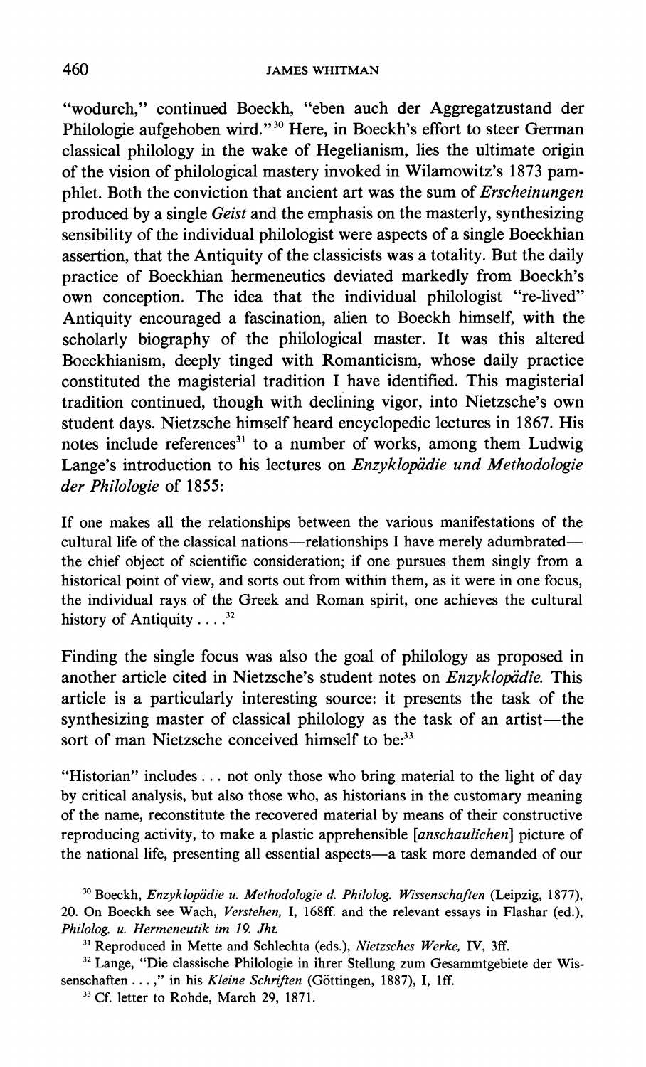"wodurch," continued Boeckh, "eben auch der Aggregatzustand der Philologie aufgehoben wird."[30] Here, in Boeckh's effort to steer German classical philology in the wake of Hegelianism, lies the ultimate origin of the vision of philological mastery invoked in Wilamowitz's 1873 pamphlet. Both the conviction that ancient art was the sum of *Erscheinungen* produced by a single *Geist* and the emphasis on the masterly, synthesizing sensibility of the individual philologist were aspects of a single Boeckhian assertion, that the Antiquity of the classicists was a totality. But the daily practice of Boeckhian hermeneutics deviated markedly from Boeckh's own conception. The idea that the individual philologist "re-lived" Antiquity encouraged a fascination, alien to Boeckh himself, with the scholarly biography of the philological master. It was this altered Boeckhianism, deeply tinged with Romanticism, whose daily practice constituted the magisterial tradition I have identified. This magisterial tradition continued, though with declining vigor, into Nietzsche's own student days. Nietzsche himself heard encyclopedic lectures in 1867. His notes include references[31] to a number of works, among them Ludwig Lange's introduction to his lectures on *Enzyklopädie und Methodologie der Philologie* of 1855:

> If one makes all the relationships between the various manifestations of the cultural life of the classical nations—relationships I have merely adumbrated—the chief object of scientific consideration; if one pursues them singly from a historical point of view, and sorts out from within them, as it were in one focus, the individual rays of the Greek and Roman spirit, one achieves the cultural history of Antiquity . . . .[32]

Finding the single focus was also the goal of philology as proposed in another article cited in Nietzsche's student notes on *Enzyklopädie.* This article is a particularly interesting source: it presents the task of the synthesizing master of classical philology as the task of an artist—the sort of man Nietzsche conceived himself to be:[33]

> "Historian" includes . . . not only those who bring material to the light of day by critical analysis, but also those who, as historians in the customary meaning of the name, reconstitute the recovered material by means of their constructive reproducing activity, to make a plastic apprehensible [*anschaulichen*] picture of the national life, presenting all essential aspects—a task more demanded of our

---

[30] Boeckh, *Enzyklopädie u. Methodologie d. Philolog. Wissenschaften* (Leipzig, 1877), 20. On Boeckh see Wach, *Verstehen,* I, 168ff. and the relevant essays in Flashar (ed.), *Philolog. u. Hermeneutik im 19. Jht.*

[31] Reproduced in Mette and Schlechta (eds.), *Nietzsches Werke,* IV, 3ff.

[32] Lange, "Die classische Philologie in ihrer Stellung zum Gesammtgebiete der Wissenschaften . . . ," in his *Kleine Schriften* (Göttingen, 1887), I, 1ff.

[33] Cf. letter to Rohde, March 29, 1871.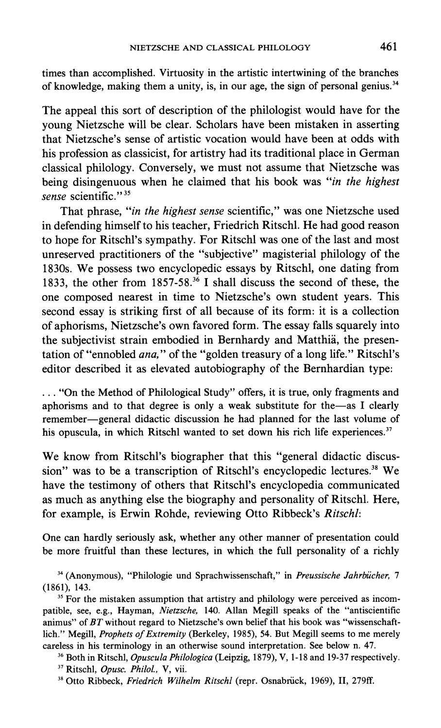times than accomplished. Virtuosity in the artistic intertwining of the branches of knowledge, making them a unity, is, in our age, the sign of personal genius.[34]

The appeal this sort of description of the philologist would have for the young Nietzsche will be clear. Scholars have been mistaken in asserting that Nietzsche's sense of artistic vocation would have been at odds with his profession as classicist, for artistry had its traditional place in German classical philology. Conversely, we must not assume that Nietzsche was being disingenuous when he claimed that his book was "*in the highest sense* scientific."[35]

That phrase, "*in the highest sense* scientific," was one Nietzsche used in defending himself to his teacher, Friedrich Ritschl. He had good reason to hope for Ritschl's sympathy. For Ritschl was one of the last and most unreserved practitioners of the "subjective" magisterial philology of the 1830s. We possess two encyclopedic essays by Ritschl, one dating from 1833, the other from 1857-58.[36] I shall discuss the second of these, the one composed nearest in time to Nietzsche's own student years. This second essay is striking first of all because of its form: it is a collection of aphorisms, Nietzsche's own favored form. The essay falls squarely into the subjectivist strain embodied in Bernhardy and Matthiä, the presentation of "ennobled *ana,*" of the "golden treasury of a long life." Ritschl's editor described it as elevated autobiography of the Bernhardian type:

> . . . "On the Method of Philological Study" offers, it is true, only fragments and aphorisms and to that degree is only a weak substitute for the—as I clearly remember—general didactic discussion he had planned for the last volume of his opuscula, in which Ritschl wanted to set down his rich life experiences.[37]

We know from Ritschl's biographer that this "general didactic discussion" was to be a transcription of Ritschl's encyclopedic lectures.[38] We have the testimony of others that Ritschl's encyclopedia communicated as much as anything else the biography and personality of Ritschl. Here, for example, is Erwin Rohde, reviewing Otto Ribbeck's *Ritschl*:

> One can hardly seriously ask, whether any other manner of presentation could be more fruitful than these lectures, in which the full personality of a richly

---

[34] (Anonymous), "Philologie und Sprachwissenschaft," in *Preussische Jahrbücher*, 7 (1861), 143.

[35] For the mistaken assumption that artistry and philology were perceived as incompatible, see, e.g., Hayman, *Nietzsche*, 140. Allan Megill speaks of the "antiscientific animus" of *BT* without regard to Nietzsche's own belief that his book was "wissenschaftlich." Megill, *Prophets of Extremity* (Berkeley, 1985), 54. But Megill seems to me merely careless in his terminology in an otherwise sound interpretation. See below n. 47.

[36] Both in Ritschl, *Opuscula Philologica* (Leipzig, 1879), V, 1-18 and 19-37 respectively.

[37] Ritschl, *Opusc. Philol.*, V, vii.

[38] Otto Ribbeck, *Friedrich Wilhelm Ritschl* (repr. Osnabrück, 1969), II, 279ff.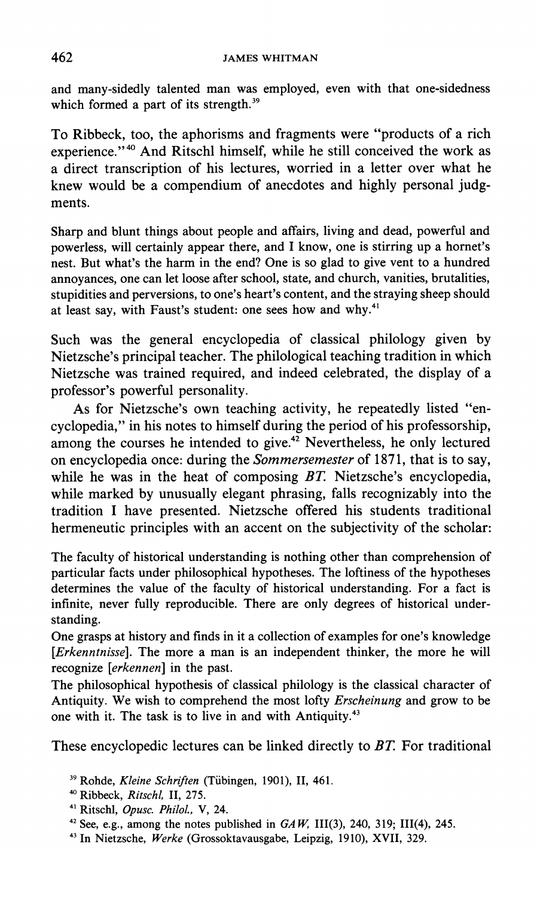and many-sidedly talented man was employed, even with that one-sidedness which formed a part of its strength.[39]

To Ribbeck, too, the aphorisms and fragments were "products of a rich experience."[40] And Ritschl himself, while he still conceived the work as a direct transcription of his lectures, worried in a letter over what he knew would be a compendium of anecdotes and highly personal judgments.

> Sharp and blunt things about people and affairs, living and dead, powerful and powerless, will certainly appear there, and I know, one is stirring up a hornet's nest. But what's the harm in the end? One is so glad to give vent to a hundred annoyances, one can let loose after school, state, and church, vanities, brutalities, stupidities and perversions, to one's heart's content, and the straying sheep should at least say, with Faust's student: one sees how and why.[41]

Such was the general encyclopedia of classical philology given by Nietzsche's principal teacher. The philological teaching tradition in which Nietzsche was trained required, and indeed celebrated, the display of a professor's powerful personality.

As for Nietzsche's own teaching activity, he repeatedly listed "encyclopedia," in his notes to himself during the period of his professorship, among the courses he intended to give.[42] Nevertheless, he only lectured on encyclopedia once: during the *Sommersemester* of 1871, that is to say, while he was in the heat of composing *BT*. Nietzsche's encyclopedia, while marked by unusually elegant phrasing, falls recognizably into the tradition I have presented. Nietzsche offered his students traditional hermeneutic principles with an accent on the subjectivity of the scholar:

> The faculty of historical understanding is nothing other than comprehension of particular facts under philosophical hypotheses. The loftiness of the hypotheses determines the value of the faculty of historical understanding. For a fact is infinite, never fully reproducible. There are only degrees of historical understanding.
>
> One grasps at history and finds in it a collection of examples for one's knowledge [*Erkenntnisse*]. The more a man is an independent thinker, the more he will recognize [*erkennen*] in the past.
>
> The philosophical hypothesis of classical philology is the classical character of Antiquity. We wish to comprehend the most lofty *Erscheinung* and grow to be one with it. The task is to live in and with Antiquity.[43]

These encyclopedic lectures can be linked directly to *BT*. For traditional

[39] Rohde, *Kleine Schriften* (Tübingen, 1901), II, 461.

[40] Ribbeck, *Ritschl*, II, 275.

[41] Ritschl, *Opusc. Philol.*, V, 24.

[42] See, e.g., among the notes published in *GAW*, III(3), 240, 319; III(4), 245.

[43] In Nietzsche, *Werke* (Grossoktavausgabe, Leipzig, 1910), XVII, 329.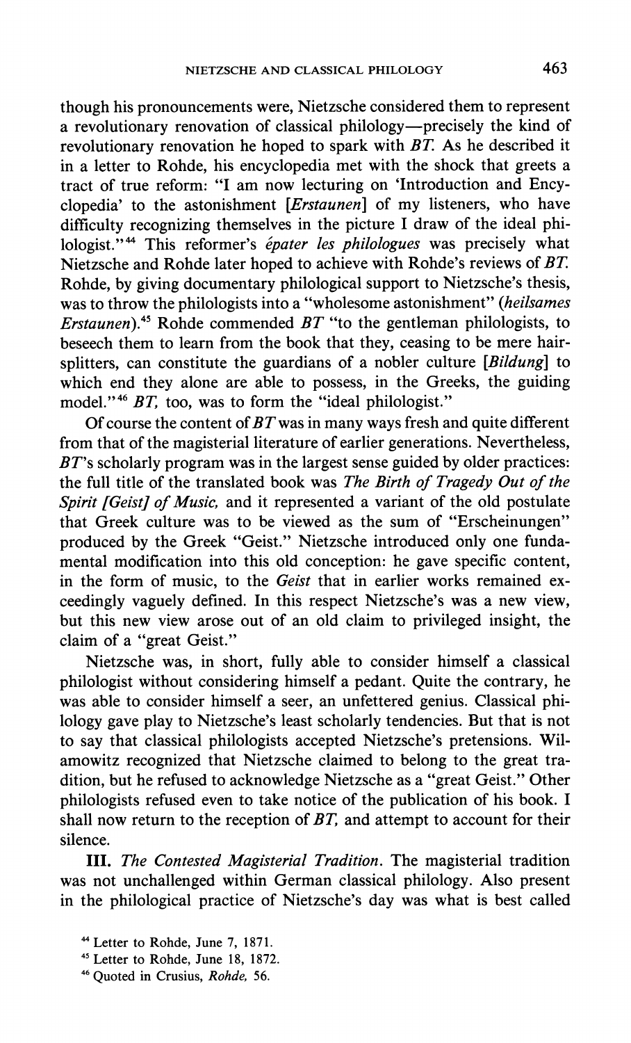though his pronouncements were, Nietzsche considered them to represent a revolutionary renovation of classical philology—precisely the kind of revolutionary renovation he hoped to spark with *BT*. As he described it in a letter to Rohde, his encyclopedia met with the shock that greets a tract of true reform: "I am now lecturing on 'Introduction and Encyclopedia' to the astonishment [*Erstaunen*] of my listeners, who have difficulty recognizing themselves in the picture I draw of the ideal philologist."[44] This reformer's *épater les philologues* was precisely what Nietzsche and Rohde later hoped to achieve with Rohde's reviews of *BT*. Rohde, by giving documentary philological support to Nietzsche's thesis, was to throw the philologists into a "wholesome astonishment" (*heilsames Erstaunen*).[45] Rohde commended *BT* "to the gentleman philologists, to beseech them to learn from the book that they, ceasing to be mere hairsplitters, can constitute the guardians of a nobler culture [*Bildung*] to which end they alone are able to possess, in the Greeks, the guiding model."[46] *BT*, too, was to form the "ideal philologist."

Of course the content of *BT* was in many ways fresh and quite different from that of the magisterial literature of earlier generations. Nevertheless, *BT*'s scholarly program was in the largest sense guided by older practices: the full title of the translated book was *The Birth of Tragedy Out of the Spirit [Geist] of Music*, and it represented a variant of the old postulate that Greek culture was to be viewed as the sum of "Erscheinungen" produced by the Greek "Geist." Nietzsche introduced only one fundamental modification into this old conception: he gave specific content, in the form of music, to the *Geist* that in earlier works remained exceedingly vaguely defined. In this respect Nietzsche's was a new view, but this new view arose out of an old claim to privileged insight, the claim of a "great Geist."

Nietzsche was, in short, fully able to consider himself a classical philologist without considering himself a pedant. Quite the contrary, he was able to consider himself a seer, an unfettered genius. Classical philology gave play to Nietzsche's least scholarly tendencies. But that is not to say that classical philologists accepted Nietzsche's pretensions. Wilamowitz recognized that Nietzsche claimed to belong to the great tradition, but he refused to acknowledge Nietzsche as a "great Geist." Other philologists refused even to take notice of the publication of his book. I shall now return to the reception of *BT*, and attempt to account for their silence.

**III.** *The Contested Magisterial Tradition*. The magisterial tradition was not unchallenged within German classical philology. Also present in the philological practice of Nietzsche's day was what is best called

[44] Letter to Rohde, June 7, 1871.

[45] Letter to Rohde, June 18, 1872.

[46] Quoted in Crusius, *Rohde*, 56.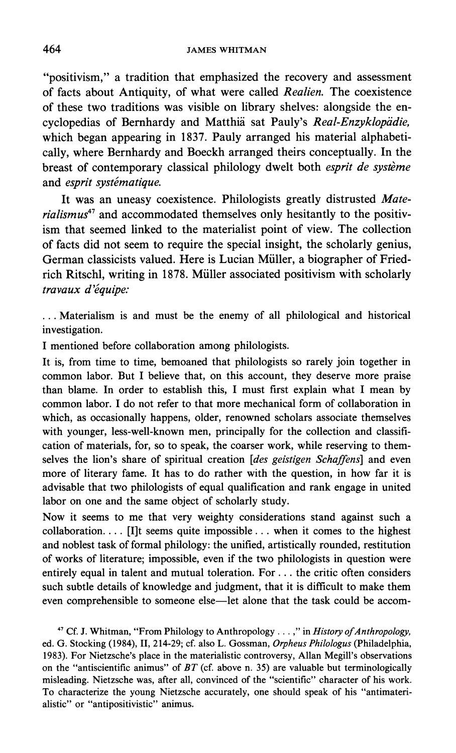"positivism," a tradition that emphasized the recovery and assessment of facts about Antiquity, of what were called *Realien*. The coexistence of these two traditions was visible on library shelves: alongside the encyclopedias of Bernhardy and Matthiä sat Pauly's *Real-Enzyklopädie*, which began appearing in 1837. Pauly arranged his material alphabetically, where Bernhardy and Boeckh arranged theirs conceptually. In the breast of contemporary classical philology dwelt both *esprit de système* and *esprit systématique*.

It was an uneasy coexistence. Philologists greatly distrusted *Materialismus*[47] and accommodated themselves only hesitantly to the positivism that seemed linked to the materialist point of view. The collection of facts did not seem to require the special insight, the scholarly genius, German classicists valued. Here is Lucian Müller, a biographer of Friedrich Ritschl, writing in 1878. Müller associated positivism with scholarly *travaux d'équipe:*

> ... Materialism is and must be the enemy of all philological and historical investigation.
>
> I mentioned before collaboration among philologists.
>
> It is, from time to time, bemoaned that philologists so rarely join together in common labor. But I believe that, on this account, they deserve more praise than blame. In order to establish this, I must first explain what I mean by common labor. I do not refer to that more mechanical form of collaboration in which, as occasionally happens, older, renowned scholars associate themselves with younger, less-well-known men, principally for the collection and classification of materials, for, so to speak, the coarser work, while reserving to themselves the lion's share of spiritual creation [*des geistigen Schaffens*] and even more of literary fame. It has to do rather with the question, in how far it is advisable that two philologists of equal qualification and rank engage in united labor on one and the same object of scholarly study.
>
> Now it seems to me that very weighty considerations stand against such a collaboration. ... [I]t seems quite impossible ... when it comes to the highest and noblest task of formal philology: the unified, artistically rounded, restitution of works of literature; impossible, even if the two philologists in question were entirely equal in talent and mutual toleration. For ... the critic often considers such subtle details of knowledge and judgment, that it is difficult to make them even comprehensible to someone else—let alone that the task could be accom-

---

[47] Cf. J. Whitman, "From Philology to Anthropology ...," in *History of Anthropology*, ed. G. Stocking (1984), II, 214-29; cf. also L. Gossman, *Orpheus Philologus* (Philadelphia, 1983). For Nietzsche's place in the materialistic controversy, Allan Megill's observations on the "antiscientific animus" of *BT* (cf. above n. 35) are valuable but terminologically misleading. Nietzsche was, after all, convinced of the "scientific" character of his work. To characterize the young Nietzsche accurately, one should speak of his "antimaterialistic" or "antipositivistic" animus.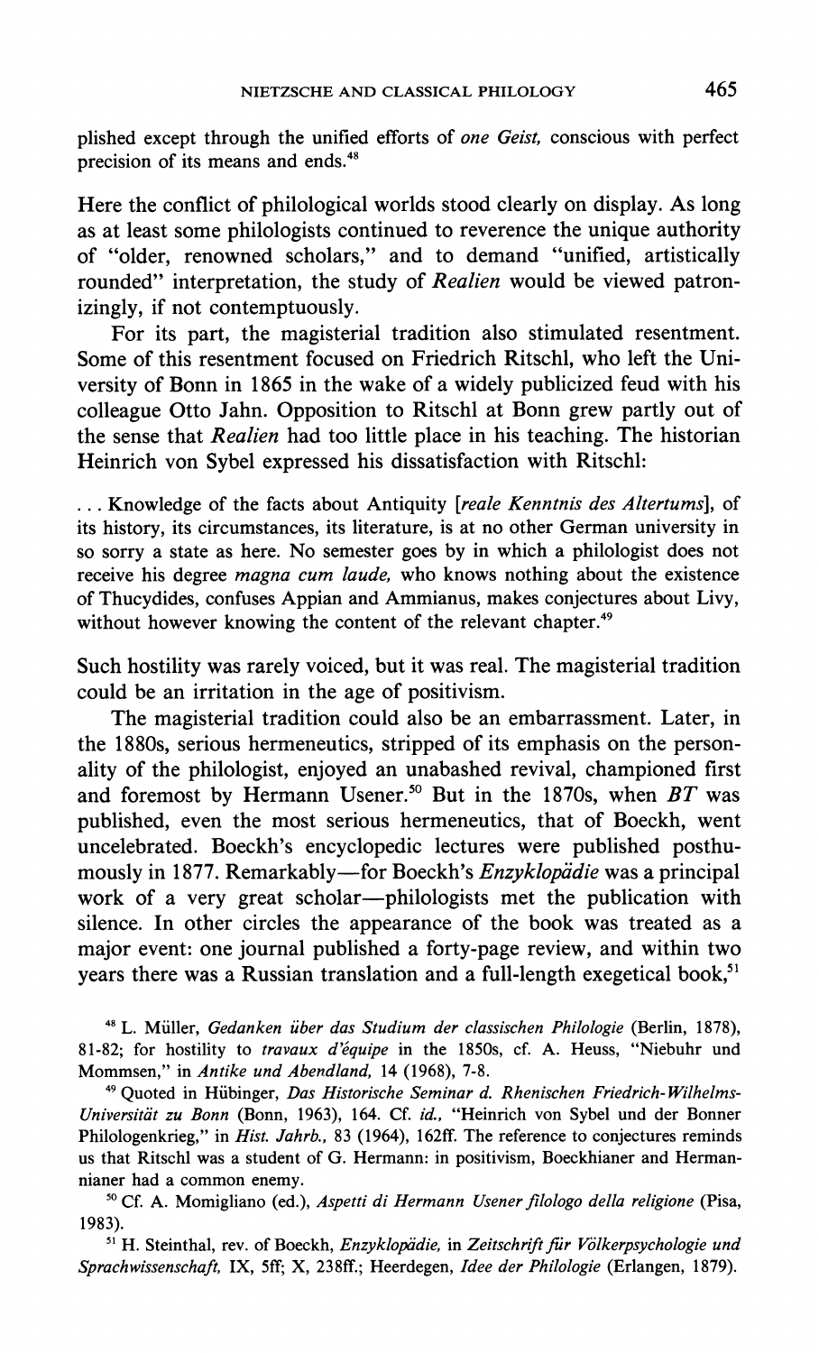plished except through the unified efforts of *one Geist,* conscious with perfect precision of its means and ends.[48]

Here the conflict of philological worlds stood clearly on display. As long as at least some philologists continued to reverence the unique authority of "older, renowned scholars," and to demand "unified, artistically rounded" interpretation, the study of *Realien* would be viewed patronizingly, if not contemptuously.

For its part, the magisterial tradition also stimulated resentment. Some of this resentment focused on Friedrich Ritschl, who left the University of Bonn in 1865 in the wake of a widely publicized feud with his colleague Otto Jahn. Opposition to Ritschl at Bonn grew partly out of the sense that *Realien* had too little place in his teaching. The historian Heinrich von Sybel expressed his dissatisfaction with Ritschl:

> . . . Knowledge of the facts about Antiquity [*reale Kenntnis des Altertums*], of its history, its circumstances, its literature, is at no other German university in so sorry a state as here. No semester goes by in which a philologist does not receive his degree *magna cum laude,* who knows nothing about the existence of Thucydides, confuses Appian and Ammianus, makes conjectures about Livy, without however knowing the content of the relevant chapter.[49]

Such hostility was rarely voiced, but it was real. The magisterial tradition could be an irritation in the age of positivism.

The magisterial tradition could also be an embarrassment. Later, in the 1880s, serious hermeneutics, stripped of its emphasis on the personality of the philologist, enjoyed an unabashed revival, championed first and foremost by Hermann Usener.[50] But in the 1870s, when *BT* was published, even the most serious hermeneutics, that of Boeckh, went uncelebrated. Boeckh's encyclopedic lectures were published posthumously in 1877. Remarkably—for Boeckh's *Enzyklopädie* was a principal work of a very great scholar—philologists met the publication with silence. In other circles the appearance of the book was treated as a major event: one journal published a forty-page review, and within two years there was a Russian translation and a full-length exegetical book,[51]

[48] L. Müller, *Gedanken über das Studium der classischen Philologie* (Berlin, 1878), 81-82; for hostility to *travaux d'équipe* in the 1850s, cf. A. Heuss, "Niebuhr und Mommsen," in *Antike und Abendland,* 14 (1968), 7-8.

[49] Quoted in Hübinger, *Das Historische Seminar d. Rhenischen Friedrich-Wilhelms-Universität zu Bonn* (Bonn, 1963), 164. Cf. *id.,* "Heinrich von Sybel und der Bonner Philologenkrieg," in *Hist. Jahrb.,* 83 (1964), 162ff. The reference to conjectures reminds us that Ritschl was a student of G. Hermann: in positivism, Boeckhianer and Hermannianer had a common enemy.

[50] Cf. A. Momigliano (ed.), *Aspetti di Hermann Usener filologo della religione* (Pisa, 1983).

[51] H. Steinthal, rev. of Boeckh, *Enzyklopädie,* in *Zeitschrift für Völkerpsychologie und Sprachwissenschaft,* IX, 5ff; X, 238ff.; Heerdegen, *Idee der Philologie* (Erlangen, 1879).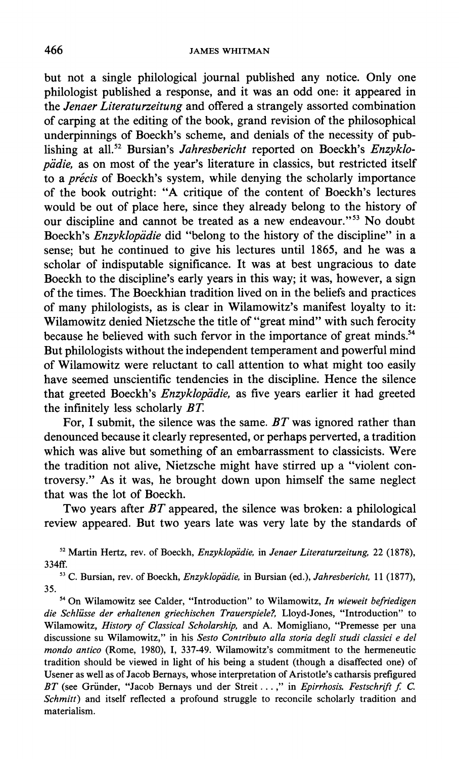but not a single philological journal published any notice. Only one philologist published a response, and it was an odd one: it appeared in the *Jenaer Literaturzeitung* and offered a strangely assorted combination of carping at the editing of the book, grand revision of the philosophical underpinnings of Boeckh's scheme, and denials of the necessity of publishing at all.[52] Bursian's *Jahresbericht* reported on Boeckh's *Enzyklopädie,* as on most of the year's literature in classics, but restricted itself to a *précis* of Boeckh's system, while denying the scholarly importance of the book outright: "A critique of the content of Boeckh's lectures would be out of place here, since they already belong to the history of our discipline and cannot be treated as a new endeavour."[53] No doubt Boeckh's *Enzyklopädie* did "belong to the history of the discipline" in a sense; but he continued to give his lectures until 1865, and he was a scholar of indisputable significance. It was at best ungracious to date Boeckh to the discipline's early years in this way; it was, however, a sign of the times. The Boeckhian tradition lived on in the beliefs and practices of many philologists, as is clear in Wilamowitz's manifest loyalty to it: Wilamowitz denied Nietzsche the title of "great mind" with such ferocity because he believed with such fervor in the importance of great minds.[54] But philologists without the independent temperament and powerful mind of Wilamowitz were reluctant to call attention to what might too easily have seemed unscientific tendencies in the discipline. Hence the silence that greeted Boeckh's *Enzyklopädie,* as five years earlier it had greeted the infinitely less scholarly *BT.*

For, I submit, the silence was the same. *BT* was ignored rather than denounced because it clearly represented, or perhaps perverted, a tradition which was alive but something of an embarrassment to classicists. Were the tradition not alive, Nietzsche might have stirred up a "violent controversy." As it was, he brought down upon himself the same neglect that was the lot of Boeckh.

Two years after *BT* appeared, the silence was broken: a philological review appeared. But two years late was very late by the standards of

[52] Martin Hertz, rev. of Boeckh, *Enzyklopädie,* in *Jenaer Literaturzeitung,* 22 (1878), 334ff.

[53] C. Bursian, rev. of Boeckh, *Enzyklopädie,* in Bursian (ed.), *Jahresbericht,* 11 (1877), 35.

[54] On Wilamowitz see Calder, "Introduction" to Wilamowitz, *In wieweit befriedigen die Schlüsse der erhaltenen griechischen Trauerspiele?,* Lloyd-Jones, "Introduction" to Wilamowitz, *History of Classical Scholarship,* and A. Momigliano, "Premesse per una discussione su Wilamowitz," in his *Sesto Contributo alla storia degli studi classici e del mondo antico* (Rome, 1980), I, 337-49. Wilamowitz's commitment to the hermeneutic tradition should be viewed in light of his being a student (though a disaffected one) of Usener as well as of Jacob Bernays, whose interpretation of Aristotle's catharsis prefigured *BT* (see Gründer, "Jacob Bernays und der Streit . . . ," in *Epirrhosis. Festschrift f. C. Schmitt*) and itself reflected a profound struggle to reconcile scholarly tradition and materialism.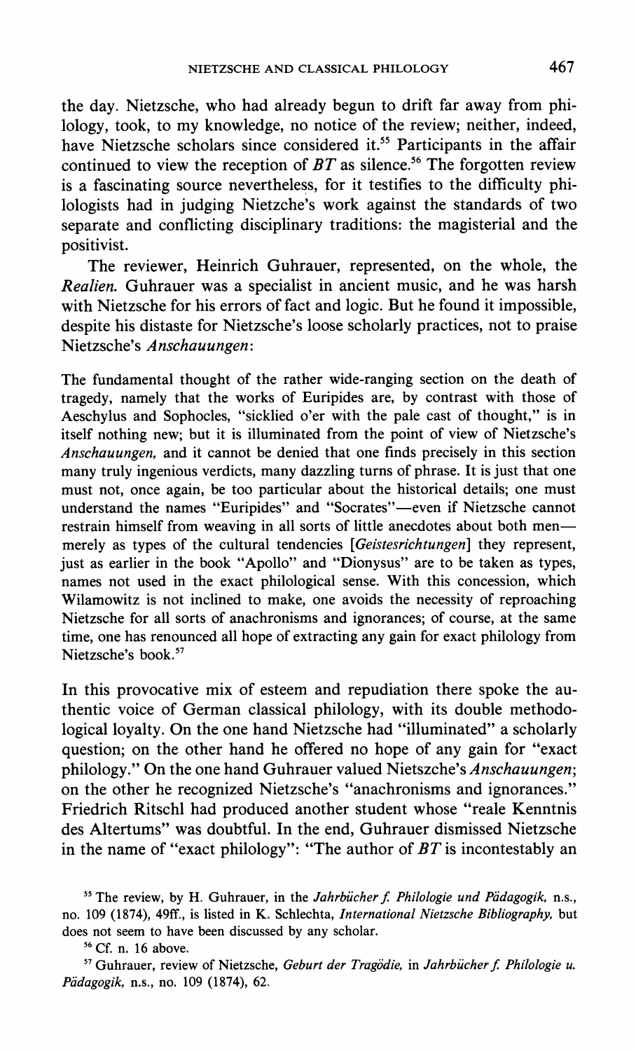the day. Nietzsche, who had already begun to drift far away from philology, took, to my knowledge, no notice of the review; neither, indeed, have Nietzsche scholars since considered it.[55] Participants in the affair continued to view the reception of *BT* as silence.[56] The forgotten review is a fascinating source nevertheless, for it testifies to the difficulty philologists had in judging Nietzche's work against the standards of two separate and conflicting disciplinary traditions: the magisterial and the positivist.

The reviewer, Heinrich Guhrauer, represented, on the whole, the *Realien.* Guhrauer was a specialist in ancient music, and he was harsh with Nietzsche for his errors of fact and logic. But he found it impossible, despite his distaste for Nietzsche's loose scholarly practices, not to praise Nietzsche's *Anschauungen*:

> The fundamental thought of the rather wide-ranging section on the death of tragedy, namely that the works of Euripides are, by contrast with those of Aeschylus and Sophocles, "sicklied o'er with the pale cast of thought," is in itself nothing new; but it is illuminated from the point of view of Nietzsche's *Anschauungen,* and it cannot be denied that one finds precisely in this section many truly ingenious verdicts, many dazzling turns of phrase. It is just that one must not, once again, be too particular about the historical details; one must understand the names "Euripides" and "Socrates"—even if Nietzsche cannot restrain himself from weaving in all sorts of little anecdotes about both men—merely as types of the cultural tendencies [*Geistesrichtungen*] they represent, just as earlier in the book "Apollo" and "Dionysus" are to be taken as types, names not used in the exact philological sense. With this concession, which Wilamowitz is not inclined to make, one avoids the necessity of reproaching Nietzsche for all sorts of anachronisms and ignorances; of course, at the same time, one has renounced all hope of extracting any gain for exact philology from Nietzsche's book.[57]

In this provocative mix of esteem and repudiation there spoke the authentic voice of German classical philology, with its double methodological loyalty. On the one hand Nietzsche had "illuminated" a scholarly question; on the other hand he offered no hope of any gain for "exact philology." On the one hand Guhrauer valued Nietszche's *Anschauungen*; on the other he recognized Nietzsche's "anachronisms and ignorances." Friedrich Ritschl had produced another student whose "reale Kenntnis des Altertums" was doubtful. In the end, Guhrauer dismissed Nietzsche in the name of "exact philology": "The author of *BT* is incontestably an

[55] The review, by H. Guhrauer, in the *Jahrbücher f. Philologie und Pädagogik,* n.s., no. 109 (1874), 49ff., is listed in K. Schlechta, *International Nietzsche Bibliography,* but does not seem to have been discussed by any scholar.

[56] Cf. n. 16 above.

[57] Guhrauer, review of Nietzsche, *Geburt der Tragödie,* in *Jahrbücher f. Philologie u. Pädagogik,* n.s., no. 109 (1874), 62.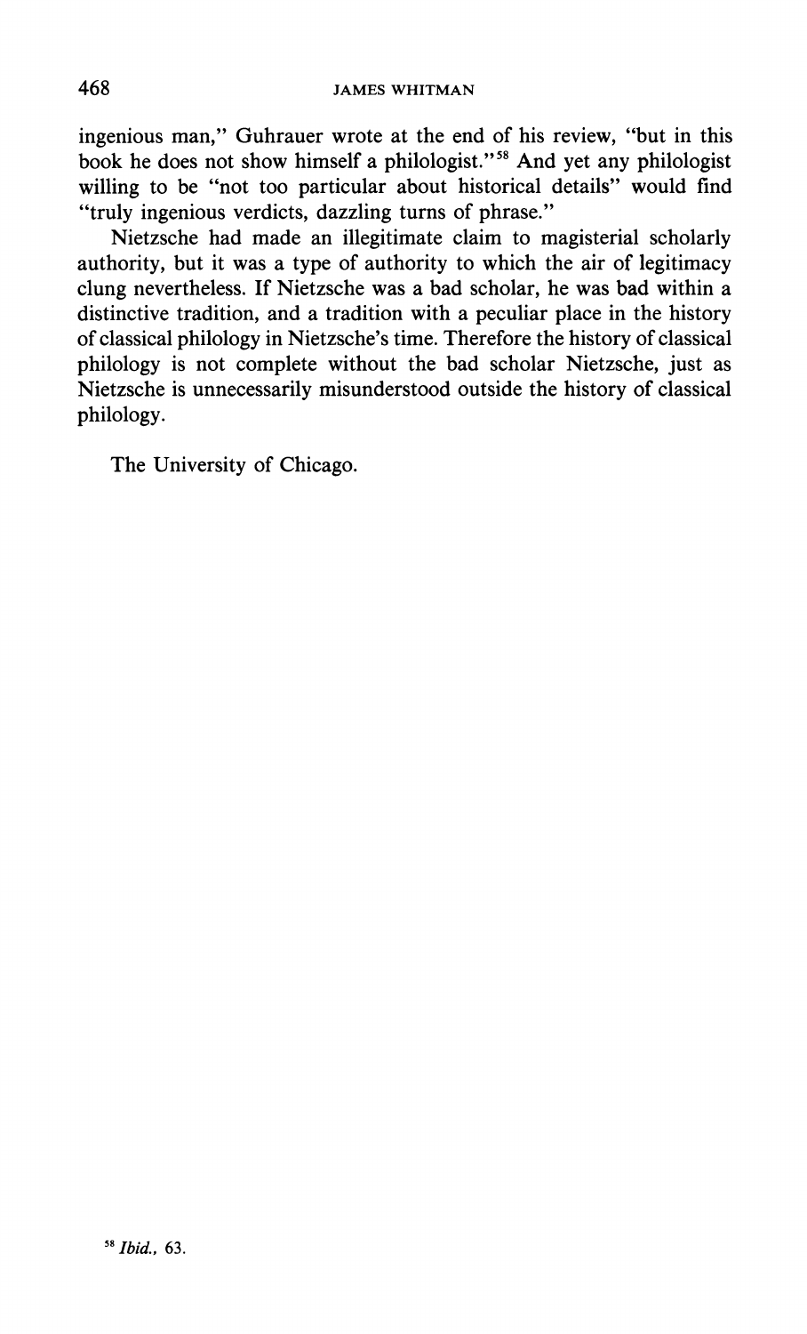ingenious man," Guhrauer wrote at the end of his review, "but in this book he does not show himself a philologist."[58] And yet any philologist willing to be "not too particular about historical details" would find "truly ingenious verdicts, dazzling turns of phrase."

Nietzsche had made an illegitimate claim to magisterial scholarly authority, but it was a type of authority to which the air of legitimacy clung nevertheless. If Nietzsche was a bad scholar, he was bad within a distinctive tradition, and a tradition with a peculiar place in the history of classical philology in Nietzsche's time. Therefore the history of classical philology is not complete without the bad scholar Nietzsche, just as Nietzsche is unnecessarily misunderstood outside the history of classical philology.

The University of Chicago.

[58] *Ibid.*, 63.